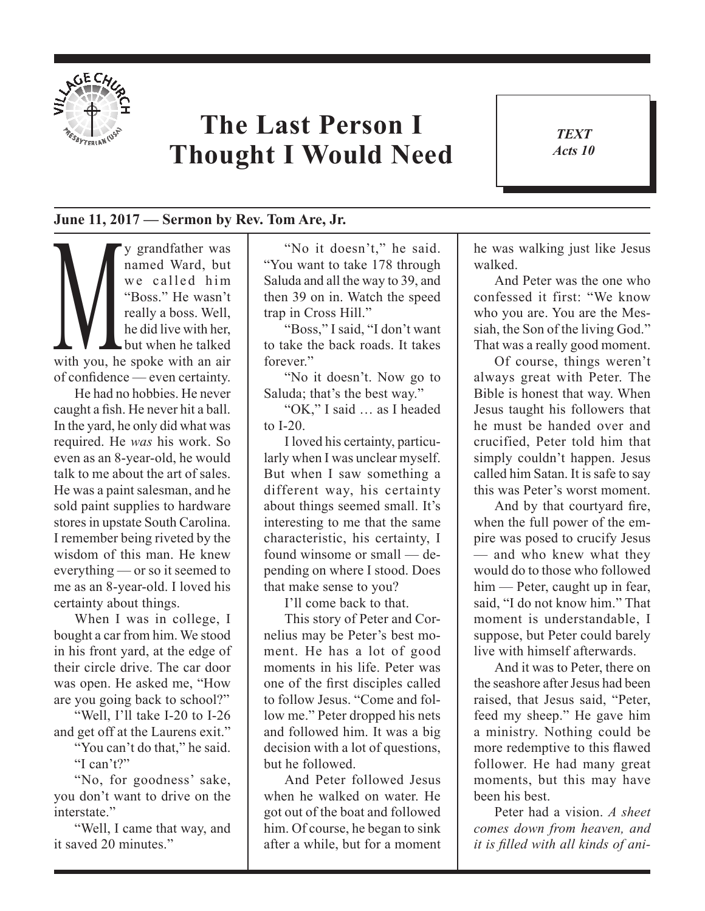# The Last Person I Thought I Would Need

***TEXT***
***Acts 10***

**June 11, 2017 — Sermon by Rev. Tom Are, Jr.**

My grandfather was named Ward, but we called him "Boss." He wasn't really a boss. Well, he did live with her, but when he talked with you, he spoke with an air of confidence — even certainty.

He had no hobbies. He never caught a fish. He never hit a ball. In the yard, he only did what was required. He *was* his work. So even as an 8-year-old, he would talk to me about the art of sales. He was a paint salesman, and he sold paint supplies to hardware stores in upstate South Carolina. I remember being riveted by the wisdom of this man. He knew everything — or so it seemed to me as an 8-year-old. I loved his certainty about things.

When I was in college, I bought a car from him. We stood in his front yard, at the edge of their circle drive. The car door was open. He asked me, "How are you going back to school?"

"Well, I'll take I-20 to I-26 and get off at the Laurens exit."

"You can't do that," he said.

"I can't?"

"No, for goodness' sake, you don't want to drive on the interstate."

"Well, I came that way, and it saved 20 minutes."

"No it doesn't," he said. "You want to take 178 through Saluda and all the way to 39, and then 39 on in. Watch the speed trap in Cross Hill."

"Boss," I said, "I don't want to take the back roads. It takes forever."

"No it doesn't. Now go to Saluda; that's the best way."

"OK," I said … as I headed to I-20.

I loved his certainty, particularly when I was unclear myself. But when I saw something a different way, his certainty about things seemed small. It's interesting to me that the same characteristic, his certainty, I found winsome or small — depending on where I stood. Does that make sense to you?

I'll come back to that.

This story of Peter and Cornelius may be Peter's best moment. He has a lot of good moments in his life. Peter was one of the first disciples called to follow Jesus. "Come and follow me." Peter dropped his nets and followed him. It was a big decision with a lot of questions, but he followed.

And Peter followed Jesus when he walked on water. He got out of the boat and followed him. Of course, he began to sink after a while, but for a moment he was walking just like Jesus walked.

And Peter was the one who confessed it first: "We know who you are. You are the Messiah, the Son of the living God." That was a really good moment.

Of course, things weren't always great with Peter. The Bible is honest that way. When Jesus taught his followers that he must be handed over and crucified, Peter told him that simply couldn't happen. Jesus called him Satan. It is safe to say this was Peter's worst moment.

And by that courtyard fire, when the full power of the empire was posed to crucify Jesus — and who knew what they would do to those who followed him — Peter, caught up in fear, said, "I do not know him." That moment is understandable, I suppose, but Peter could barely live with himself afterwards.

And it was to Peter, there on the seashore after Jesus had been raised, that Jesus said, "Peter, feed my sheep." He gave him a ministry. Nothing could be more redemptive to this flawed follower. He had many great moments, but this may have been his best.

Peter had a vision. *A sheet comes down from heaven, and it is filled with all kinds of ani-*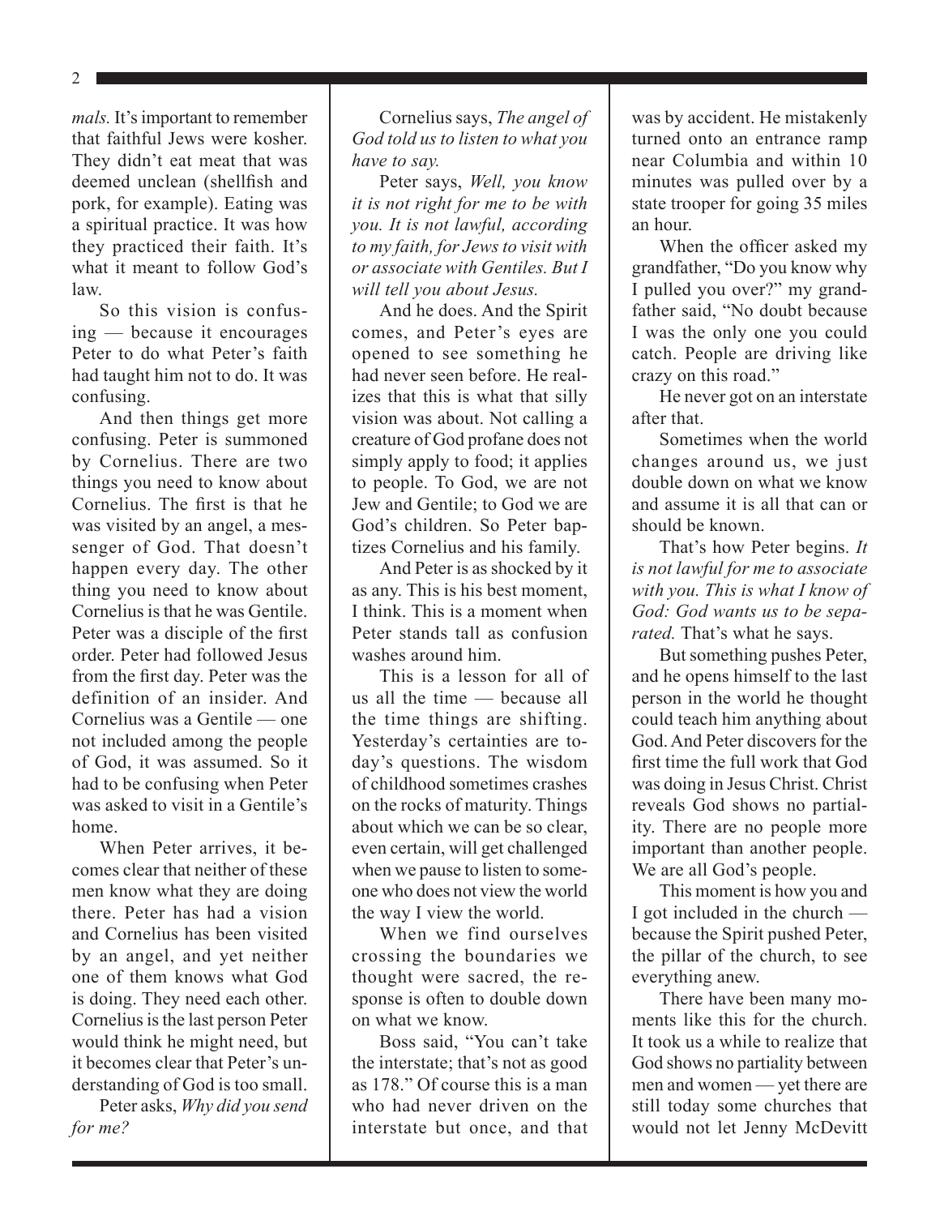*mals.* It's important to remember that faithful Jews were kosher. They didn't eat meat that was deemed unclean (shellfish and pork, for example). Eating was a spiritual practice. It was how they practiced their faith. It's what it meant to follow God's law.

So this vision is confusing — because it encourages Peter to do what Peter's faith had taught him not to do. It was confusing.

And then things get more confusing. Peter is summoned by Cornelius. There are two things you need to know about Cornelius. The first is that he was visited by an angel, a messenger of God. That doesn't happen every day. The other thing you need to know about Cornelius is that he was Gentile. Peter was a disciple of the first order. Peter had followed Jesus from the first day. Peter was the definition of an insider. And Cornelius was a Gentile — one not included among the people of God, it was assumed. So it had to be confusing when Peter was asked to visit in a Gentile's home.

When Peter arrives, it becomes clear that neither of these men know what they are doing there. Peter has had a vision and Cornelius has been visited by an angel, and yet neither one of them knows what God is doing. They need each other. Cornelius is the last person Peter would think he might need, but it becomes clear that Peter's understanding of God is too small.

Peter asks, *Why did you send for me?*

Cornelius says, *The angel of God told us to listen to what you have to say.*

Peter says, *Well, you know it is not right for me to be with you. It is not lawful, according to my faith, for Jews to visit with or associate with Gentiles. But I will tell you about Jesus.*

And he does. And the Spirit comes, and Peter's eyes are opened to see something he had never seen before. He realizes that this is what that silly vision was about. Not calling a creature of God profane does not simply apply to food; it applies to people. To God, we are not Jew and Gentile; to God we are God's children. So Peter baptizes Cornelius and his family.

And Peter is as shocked by it as any. This is his best moment, I think. This is a moment when Peter stands tall as confusion washes around him.

This is a lesson for all of us all the time — because all the time things are shifting. Yesterday's certainties are today's questions. The wisdom of childhood sometimes crashes on the rocks of maturity. Things about which we can be so clear, even certain, will get challenged when we pause to listen to someone who does not view the world the way I view the world.

When we find ourselves crossing the boundaries we thought were sacred, the response is often to double down on what we know.

Boss said, "You can't take the interstate; that's not as good as 178." Of course this is a man who had never driven on the interstate but once, and that was by accident. He mistakenly turned onto an entrance ramp near Columbia and within 10 minutes was pulled over by a state trooper for going 35 miles an hour.

When the officer asked my grandfather, "Do you know why I pulled you over?" my grandfather said, "No doubt because I was the only one you could catch. People are driving like crazy on this road."

He never got on an interstate after that.

Sometimes when the world changes around us, we just double down on what we know and assume it is all that can or should be known.

That's how Peter begins. *It is not lawful for me to associate with you. This is what I know of God: God wants us to be separated.* That's what he says.

But something pushes Peter, and he opens himself to the last person in the world he thought could teach him anything about God. And Peter discovers for the first time the full work that God was doing in Jesus Christ. Christ reveals God shows no partiality. There are no people more important than another people. We are all God's people.

This moment is how you and I got included in the church — because the Spirit pushed Peter, the pillar of the church, to see everything anew.

There have been many moments like this for the church. It took us a while to realize that God shows no partiality between men and women — yet there are still today some churches that would not let Jenny McDevitt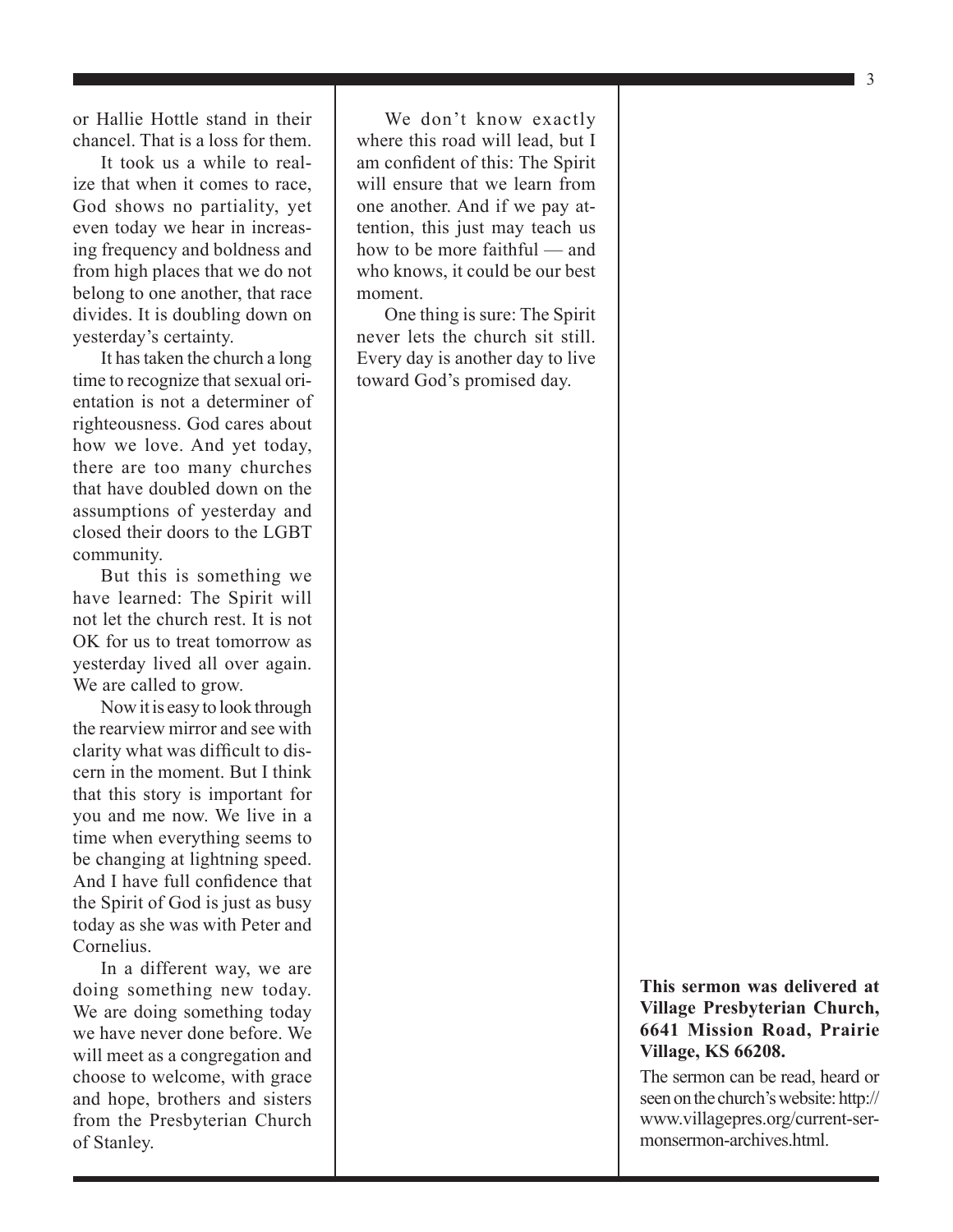or Hallie Hottle stand in their chancel. That is a loss for them.

It took us a while to realize that when it comes to race, God shows no partiality, yet even today we hear in increasing frequency and boldness and from high places that we do not belong to one another, that race divides. It is doubling down on yesterday's certainty.

It has taken the church a long time to recognize that sexual orientation is not a determiner of righteousness. God cares about how we love. And yet today, there are too many churches that have doubled down on the assumptions of yesterday and closed their doors to the LGBT community.

But this is something we have learned: The Spirit will not let the church rest. It is not OK for us to treat tomorrow as yesterday lived all over again. We are called to grow.

Now it is easy to look through the rearview mirror and see with clarity what was difficult to discern in the moment. But I think that this story is important for you and me now. We live in a time when everything seems to be changing at lightning speed. And I have full confidence that the Spirit of God is just as busy today as she was with Peter and Cornelius.

In a different way, we are doing something new today. We are doing something today we have never done before. We will meet as a congregation and choose to welcome, with grace and hope, brothers and sisters from the Presbyterian Church of Stanley.

We don't know exactly where this road will lead, but I am confident of this: The Spirit will ensure that we learn from one another. And if we pay attention, this just may teach us how to be more faithful — and who knows, it could be our best moment.

One thing is sure: The Spirit never lets the church sit still. Every day is another day to live toward God's promised day.

**This sermon was delivered at Village Presbyterian Church, 6641 Mission Road, Prairie Village, KS 66208.**

The sermon can be read, heard or seen on the church's website: http://www.villagepres.org/current-sermonsermon-archives.html.